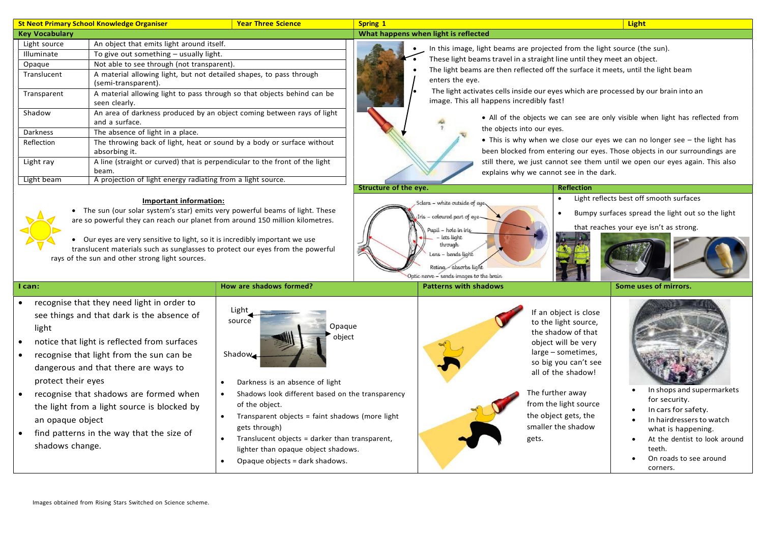# St Neot Primary School Knowledge Organiser — Year Three Science — Spring 1 — Light

## Key Vocabulary

| Term | Definition |
|---|---|
| Light source | An object that emits light around itself. |
| Illuminate | To give out something – usually light. |
| Opaque | Not able to see through (not transparent). |
| Translucent | A material allowing light, but not detailed shapes, to pass through (semi-transparent). |
| Transparent | A material allowing light to pass through so that objects behind can be seen clearly. |
| Shadow | An area of darkness produced by an object coming between rays of light and a surface. |
| Darkness | The absence of light in a place. |
| Reflection | The throwing back of light, heat or sound by a body or surface without absorbing it. |
| Light ray | A line (straight or curved) that is perpendicular to the front of the light beam. |
| Light beam | A projection of light energy radiating from a light source. |

### Important information:

- The sun (our solar system's star) emits very powerful beams of light. These are so powerful they can reach our planet from around 150 million kilometres.
- Our eyes are very sensitive to light, so it is incredibly important we use translucent materials such as sunglasses to protect our eyes from the powerful rays of the sun and other strong light sources.

## What happens when light is reflected

- In this image, light beams are projected from the light source (the sun).
- These light beams travel in a straight line until they meet an object.
- The light beams are then reflected off the surface it meets, until the light beam enters the eye.
- The light activates cells inside our eyes which are processed by our brain into an image. This all happens incredibly fast!

- All of the objects we can see are only visible when light has reflected from the objects into our eyes.
- This is why when we close our eyes we can no longer see – the light has been blocked from entering our eyes. Those objects in our surroundings are still there, we just cannot see them until we open our eyes again. This also explains why we cannot see in the dark.

## Structure of the eye.

- Sclera – white outside of eye
- Iris – coloured part of eye
- Pupil – hole in iris – lets light through
- Lens – bends light
- Retina – absorbs light
- Optic nerve – sends images to the brain

## Reflection

- Light reflects best off smooth surfaces
- Bumpy surfaces spread the light out so the light that reaches your eye isn't as strong.

## I can:

- recognise that they need light in order to see things and that dark is the absence of light
- notice that light is reflected from surfaces
- recognise that light from the sun can be dangerous and that there are ways to protect their eyes
- recognise that shadows are formed when the light from a light source is blocked by an opaque object
- find patterns in the way that the size of shadows change.

## How are shadows formed?

Light source — Opaque object — Shadow

- Darkness is an absence of light
- Shadows look different based on the transparency of the object.
- Transparent objects = faint shadows (more light gets through)
- Translucent objects = darker than transparent, lighter than opaque object shadows.
- Opaque objects = dark shadows.

## Patterns with shadows

If an object is close to the light source, the shadow of that object will be very large – sometimes, so big you can't see all of the shadow!

The further away from the light source the object gets, the smaller the shadow gets.

## Some uses of mirrors.

- In shops and supermarkets for security.
- In cars for safety.
- In hairdressers to watch what is happening.
- At the dentist to look around teeth.
- On roads to see around corners.

Images obtained from Rising Stars Switched on Science scheme.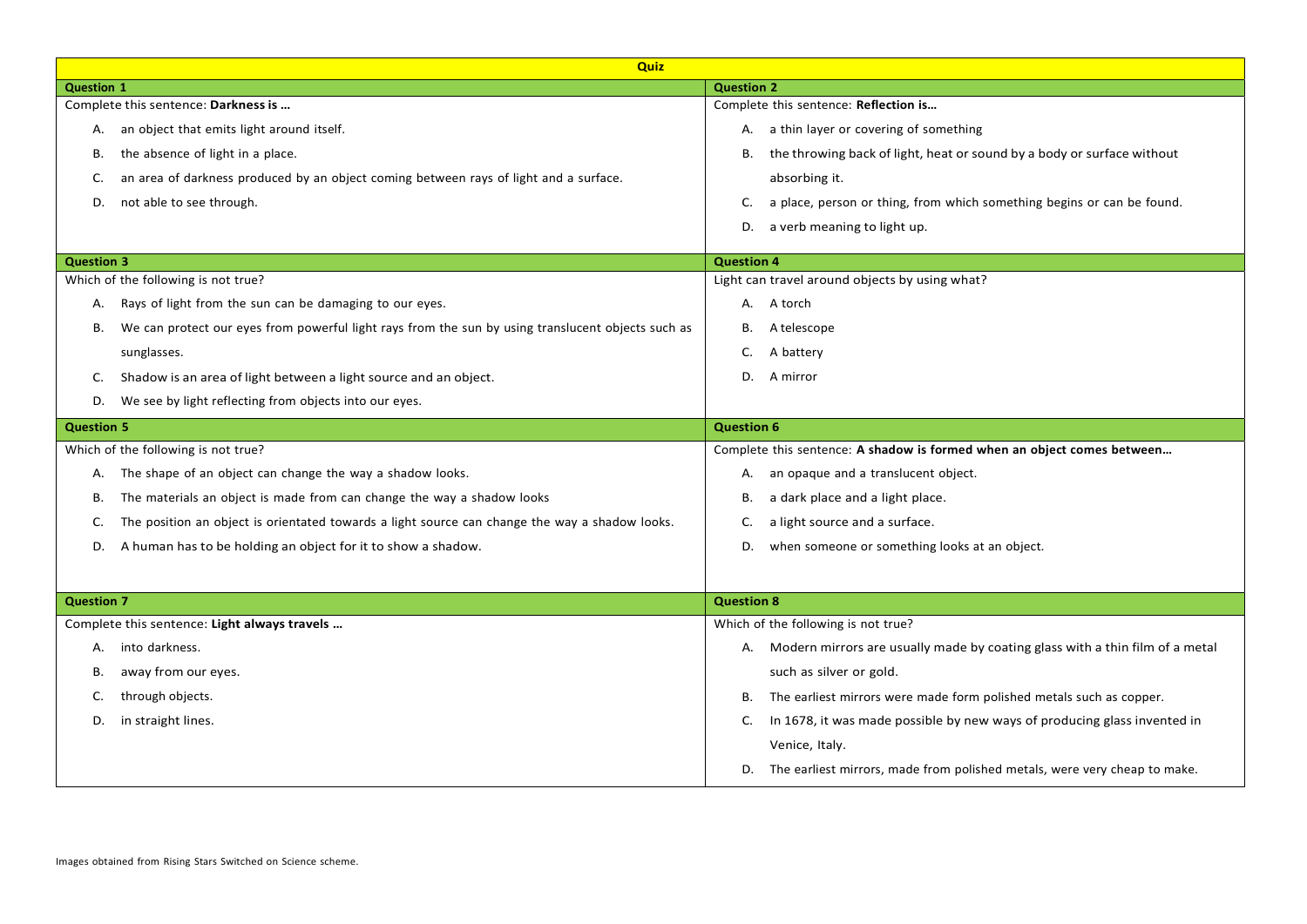## Quiz

### Question 1

Complete this sentence: **Darkness is …**

A. an object that emits light around itself.
B. the absence of light in a place.
C. an area of darkness produced by an object coming between rays of light and a surface.
D. not able to see through.

### Question 2

Complete this sentence: **Reflection is…**

A. a thin layer or covering of something
B. the throwing back of light, heat or sound by a body or surface without absorbing it.
C. a place, person or thing, from which something begins or can be found.
D. a verb meaning to light up.

### Question 3

Which of the following is not true?

A. Rays of light from the sun can be damaging to our eyes.
B. We can protect our eyes from powerful light rays from the sun by using translucent objects such as sunglasses.
C. Shadow is an area of light between a light source and an object.
D. We see by light reflecting from objects into our eyes.

### Question 4

Light can travel around objects by using what?

A. A torch
B. A telescope
C. A battery
D. A mirror

### Question 5

Which of the following is not true?

A. The shape of an object can change the way a shadow looks.
B. The materials an object is made from can change the way a shadow looks
C. The position an object is orientated towards a light source can change the way a shadow looks.
D. A human has to be holding an object for it to show a shadow.

### Question 6

Complete this sentence: **A shadow is formed when an object comes between…**

A. an opaque and a translucent object.
B. a dark place and a light place.
C. a light source and a surface.
D. when someone or something looks at an object.

### Question 7

Complete this sentence: **Light always travels …**

A. into darkness.
B. away from our eyes.
C. through objects.
D. in straight lines.

### Question 8

Which of the following is not true?

A. Modern mirrors are usually made by coating glass with a thin film of a metal such as silver or gold.
B. The earliest mirrors were made form polished metals such as copper.
C. In 1678, it was made possible by new ways of producing glass invented in Venice, Italy.
D. The earliest mirrors, made from polished metals, were very cheap to make.

Images obtained from Rising Stars Switched on Science scheme.